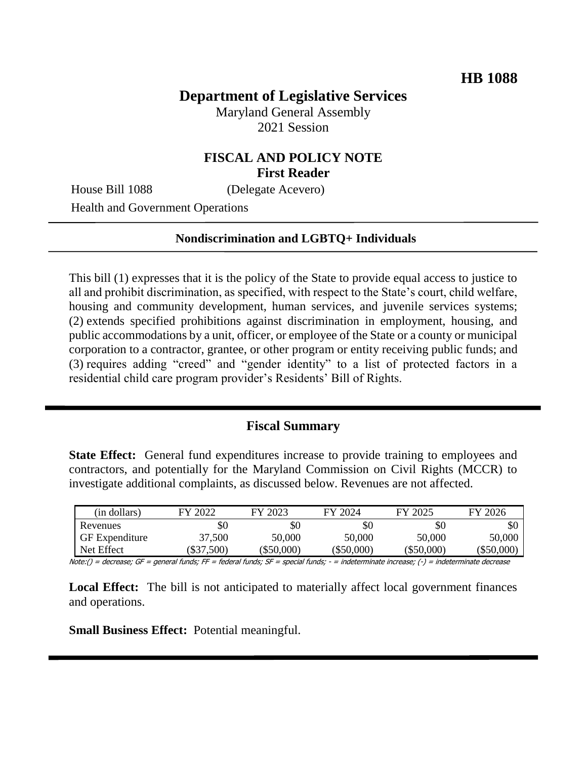# HB 1088

# Department of Legislative Services

Maryland General Assembly
2021 Session

## FISCAL AND POLICY NOTE
### First Reader

House Bill 1088 (Delegate Acevero)

Health and Government Operations

---

**Nondiscrimination and LGBTQ+ Individuals**

---

This bill (1) expresses that it is the policy of the State to provide equal access to justice to all and prohibit discrimination, as specified, with respect to the State's court, child welfare, housing and community development, human services, and juvenile services systems; (2) extends specified prohibitions against discrimination in employment, housing, and public accommodations by a unit, officer, or employee of the State or a county or municipal corporation to a contractor, grantee, or other program or entity receiving public funds; and (3) requires adding "creed" and "gender identity" to a list of protected factors in a residential child care program provider's Residents' Bill of Rights.

---

## Fiscal Summary

**State Effect:** General fund expenditures increase to provide training to employees and contractors, and potentially for the Maryland Commission on Civil Rights (MCCR) to investigate additional complaints, as discussed below. Revenues are not affected.

| (in dollars) | FY 2022 | FY 2023 | FY 2024 | FY 2025 | FY 2026 |
|---|---|---|---|---|---|
| Revenues | $0 | $0 | $0 | $0 | $0 |
| GF Expenditure | 37,500 | 50,000 | 50,000 | 50,000 | 50,000 |
| Net Effect | ($37,500) | ($50,000) | ($50,000) | ($50,000) | ($50,000) |

Note:() = decrease; GF = general funds; FF = federal funds; SF = special funds; - = indeterminate increase; (-) = indeterminate decrease

**Local Effect:** The bill is not anticipated to materially affect local government finances and operations.

**Small Business Effect:** Potential meaningful.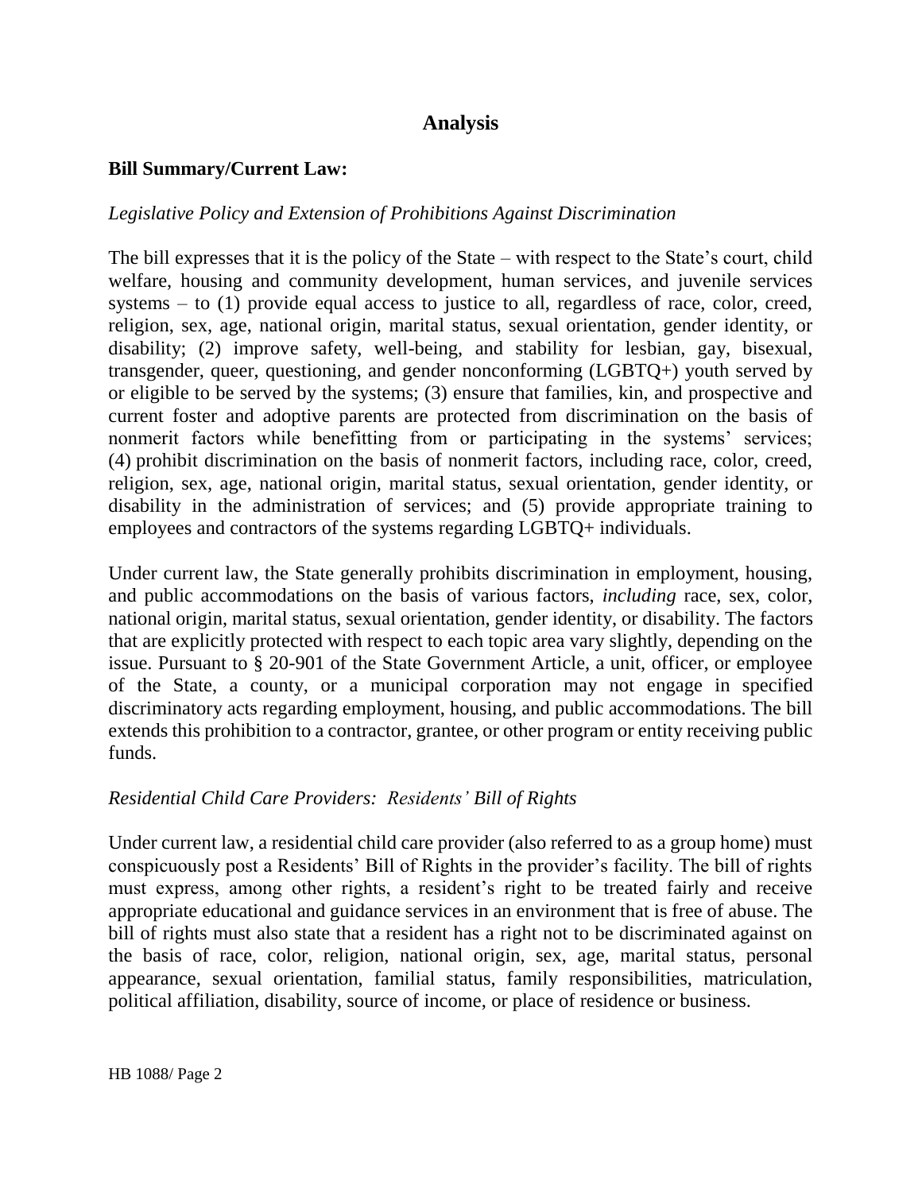# Analysis

**Bill Summary/Current Law:**

*Legislative Policy and Extension of Prohibitions Against Discrimination*

The bill expresses that it is the policy of the State – with respect to the State's court, child welfare, housing and community development, human services, and juvenile services systems – to (1) provide equal access to justice to all, regardless of race, color, creed, religion, sex, age, national origin, marital status, sexual orientation, gender identity, or disability; (2) improve safety, well-being, and stability for lesbian, gay, bisexual, transgender, queer, questioning, and gender nonconforming (LGBTQ+) youth served by or eligible to be served by the systems; (3) ensure that families, kin, and prospective and current foster and adoptive parents are protected from discrimination on the basis of nonmerit factors while benefitting from or participating in the systems' services; (4) prohibit discrimination on the basis of nonmerit factors, including race, color, creed, religion, sex, age, national origin, marital status, sexual orientation, gender identity, or disability in the administration of services; and (5) provide appropriate training to employees and contractors of the systems regarding LGBTQ+ individuals.

Under current law, the State generally prohibits discrimination in employment, housing, and public accommodations on the basis of various factors, *including* race, sex, color, national origin, marital status, sexual orientation, gender identity, or disability. The factors that are explicitly protected with respect to each topic area vary slightly, depending on the issue. Pursuant to § 20-901 of the State Government Article, a unit, officer, or employee of the State, a county, or a municipal corporation may not engage in specified discriminatory acts regarding employment, housing, and public accommodations. The bill extends this prohibition to a contractor, grantee, or other program or entity receiving public funds.

*Residential Child Care Providers: Residents' Bill of Rights*

Under current law, a residential child care provider (also referred to as a group home) must conspicuously post a Residents' Bill of Rights in the provider's facility. The bill of rights must express, among other rights, a resident's right to be treated fairly and receive appropriate educational and guidance services in an environment that is free of abuse. The bill of rights must also state that a resident has a right not to be discriminated against on the basis of race, color, religion, national origin, sex, age, marital status, personal appearance, sexual orientation, familial status, family responsibilities, matriculation, political affiliation, disability, source of income, or place of residence or business.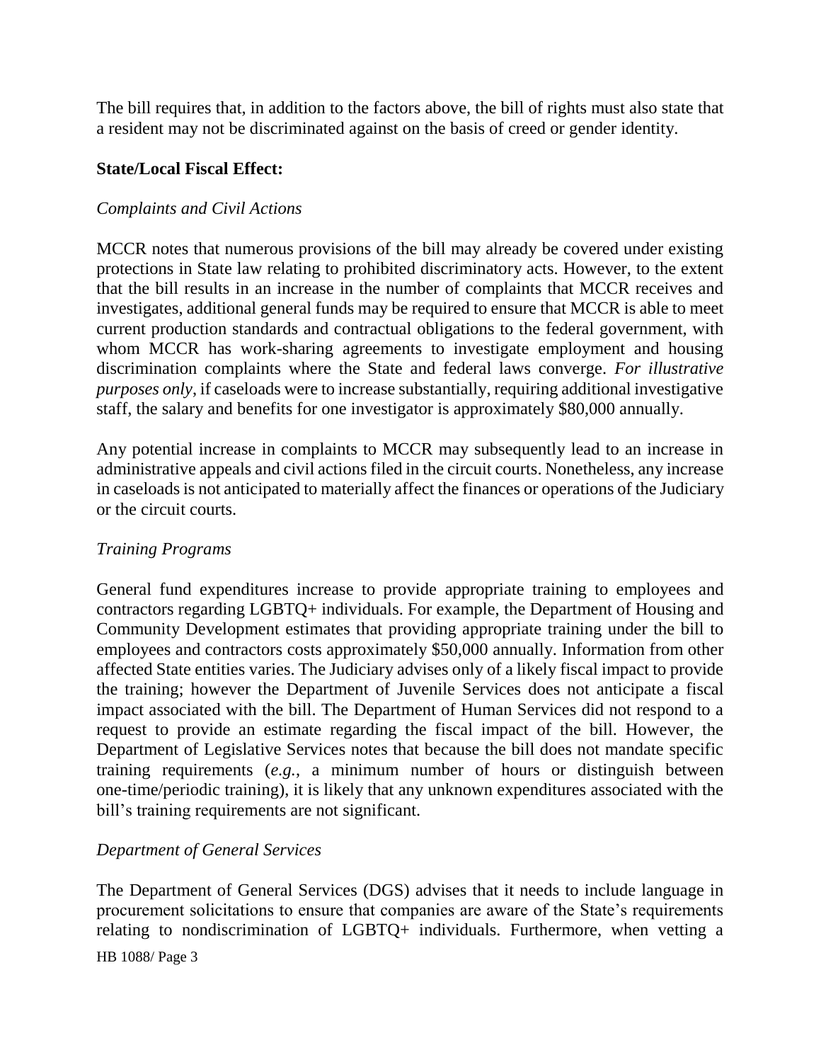The bill requires that, in addition to the factors above, the bill of rights must also state that a resident may not be discriminated against on the basis of creed or gender identity.

**State/Local Fiscal Effect:**

*Complaints and Civil Actions*

MCCR notes that numerous provisions of the bill may already be covered under existing protections in State law relating to prohibited discriminatory acts. However, to the extent that the bill results in an increase in the number of complaints that MCCR receives and investigates, additional general funds may be required to ensure that MCCR is able to meet current production standards and contractual obligations to the federal government, with whom MCCR has work-sharing agreements to investigate employment and housing discrimination complaints where the State and federal laws converge. *For illustrative purposes only*, if caseloads were to increase substantially, requiring additional investigative staff, the salary and benefits for one investigator is approximately $80,000 annually.

Any potential increase in complaints to MCCR may subsequently lead to an increase in administrative appeals and civil actions filed in the circuit courts. Nonetheless, any increase in caseloads is not anticipated to materially affect the finances or operations of the Judiciary or the circuit courts.

*Training Programs*

General fund expenditures increase to provide appropriate training to employees and contractors regarding LGBTQ+ individuals. For example, the Department of Housing and Community Development estimates that providing appropriate training under the bill to employees and contractors costs approximately $50,000 annually. Information from other affected State entities varies. The Judiciary advises only of a likely fiscal impact to provide the training; however the Department of Juvenile Services does not anticipate a fiscal impact associated with the bill. The Department of Human Services did not respond to a request to provide an estimate regarding the fiscal impact of the bill. However, the Department of Legislative Services notes that because the bill does not mandate specific training requirements (*e.g.*, a minimum number of hours or distinguish between one-time/periodic training), it is likely that any unknown expenditures associated with the bill's training requirements are not significant.

*Department of General Services*

The Department of General Services (DGS) advises that it needs to include language in procurement solicitations to ensure that companies are aware of the State's requirements relating to nondiscrimination of LGBTQ+ individuals. Furthermore, when vetting a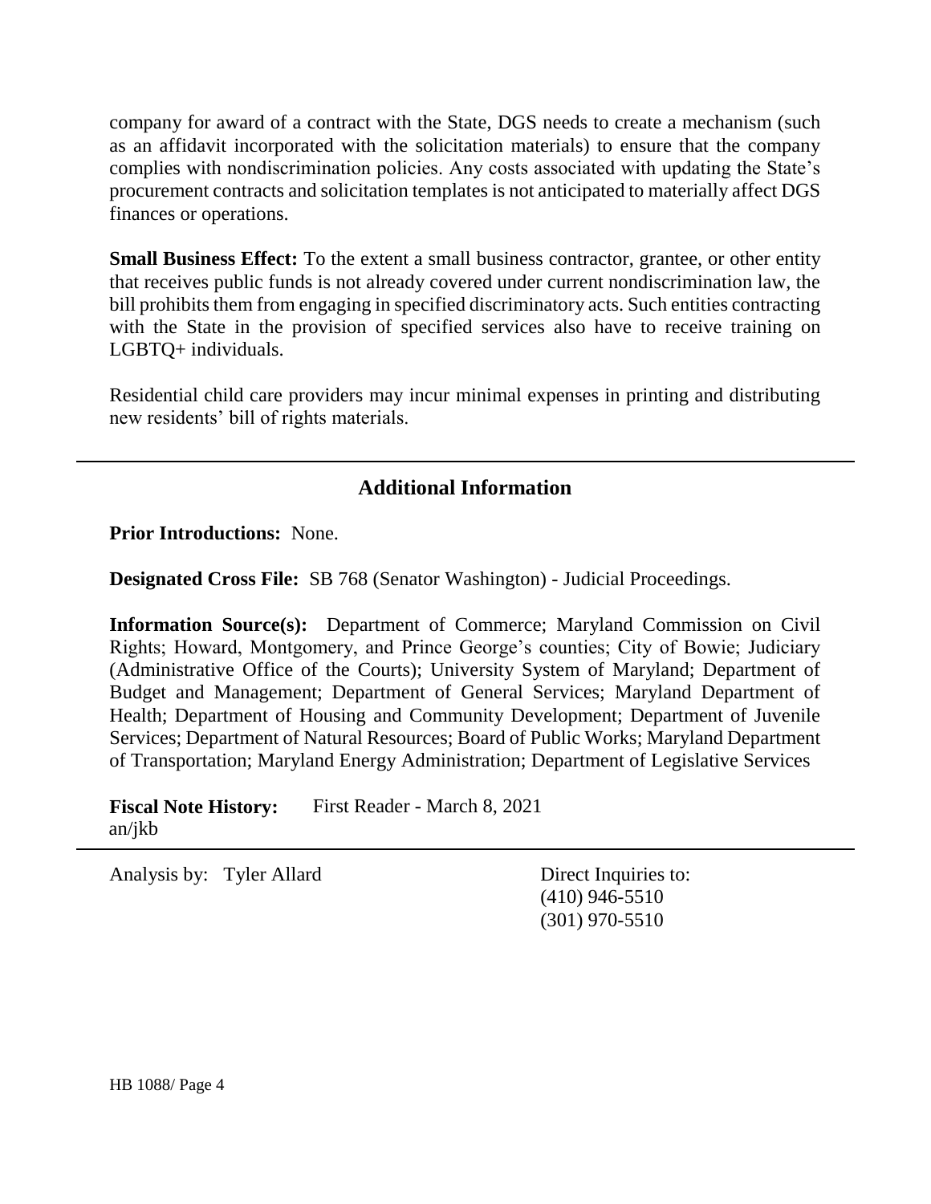company for award of a contract with the State, DGS needs to create a mechanism (such as an affidavit incorporated with the solicitation materials) to ensure that the company complies with nondiscrimination policies. Any costs associated with updating the State's procurement contracts and solicitation templates is not anticipated to materially affect DGS finances or operations.

**Small Business Effect:** To the extent a small business contractor, grantee, or other entity that receives public funds is not already covered under current nondiscrimination law, the bill prohibits them from engaging in specified discriminatory acts. Such entities contracting with the State in the provision of specified services also have to receive training on LGBTQ+ individuals.

Residential child care providers may incur minimal expenses in printing and distributing new residents' bill of rights materials.

## Additional Information

**Prior Introductions:** None.

**Designated Cross File:** SB 768 (Senator Washington) - Judicial Proceedings.

**Information Source(s):** Department of Commerce; Maryland Commission on Civil Rights; Howard, Montgomery, and Prince George's counties; City of Bowie; Judiciary (Administrative Office of the Courts); University System of Maryland; Department of Budget and Management; Department of General Services; Maryland Department of Health; Department of Housing and Community Development; Department of Juvenile Services; Department of Natural Resources; Board of Public Works; Maryland Department of Transportation; Maryland Energy Administration; Department of Legislative Services

**Fiscal Note History:** First Reader - March 8, 2021
an/jkb

Analysis by: Tyler Allard

Direct Inquiries to:
(410) 946-5510
(301) 970-5510